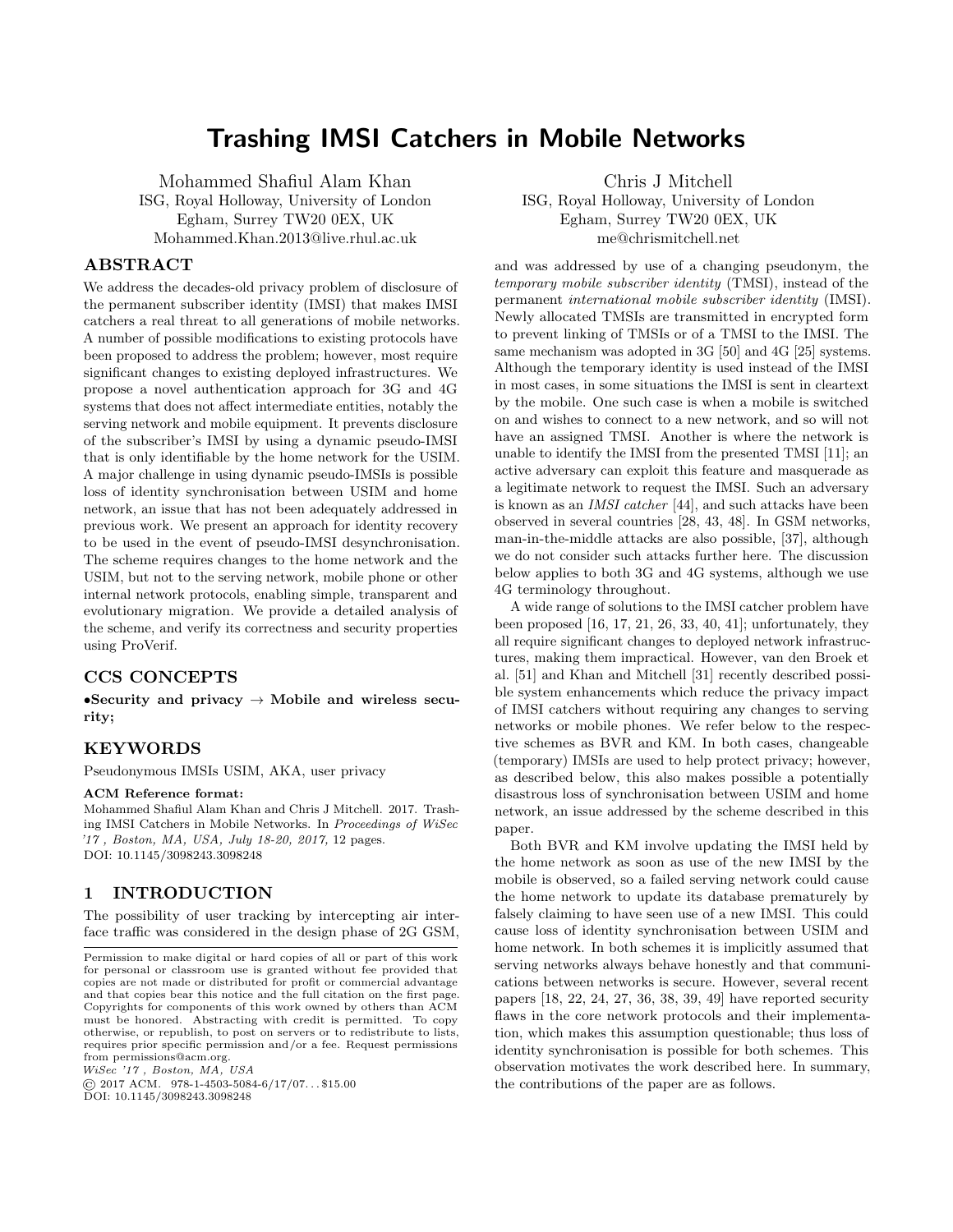# Trashing IMSI Catchers in Mobile Networks

Mohammed Shafiul Alam Khan
ISG, Royal Holloway, University of London
Egham, Surrey TW20 0EX, UK
Mohammed.Khan.2013@live.rhul.ac.uk

Chris J Mitchell
ISG, Royal Holloway, University of London
Egham, Surrey TW20 0EX, UK
me@chrismitchell.net

## ABSTRACT

We address the decades-old privacy problem of disclosure of the permanent subscriber identity (IMSI) that makes IMSI catchers a real threat to all generations of mobile networks. A number of possible modifications to existing protocols have been proposed to address the problem; however, most require significant changes to existing deployed infrastructures. We propose a novel authentication approach for 3G and 4G systems that does not affect intermediate entities, notably the serving network and mobile equipment. It prevents disclosure of the subscriber's IMSI by using a dynamic pseudo-IMSI that is only identifiable by the home network for the USIM. A major challenge in using dynamic pseudo-IMSIs is possible loss of identity synchronisation between USIM and home network, an issue that has not been adequately addressed in previous work. We present an approach for identity recovery to be used in the event of pseudo-IMSI desynchronisation. The scheme requires changes to the home network and the USIM, but not to the serving network, mobile phone or other internal network protocols, enabling simple, transparent and evolutionary migration. We provide a detailed analysis of the scheme, and verify its correctness and security properties using ProVerif.

## CCS CONCEPTS

**•Security and privacy → Mobile and wireless security;**

## KEYWORDS

Pseudonymous IMSIs USIM, AKA, user privacy

**ACM Reference format:**
Mohammed Shafiul Alam Khan and Chris J Mitchell. 2017. Trashing IMSI Catchers in Mobile Networks. In *Proceedings of WiSec '17 , Boston, MA, USA, July 18-20, 2017,* 12 pages.
DOI: 10.1145/3098243.3098248

## 1 INTRODUCTION

The possibility of user tracking by intercepting air interface traffic was considered in the design phase of 2G GSM, and was addressed by use of a changing pseudonym, the *temporary mobile subscriber identity* (TMSI), instead of the permanent *international mobile subscriber identity* (IMSI). Newly allocated TMSIs are transmitted in encrypted form to prevent linking of TMSIs or of a TMSI to the IMSI. The same mechanism was adopted in 3G [50] and 4G [25] systems. Although the temporary identity is used instead of the IMSI in most cases, in some situations the IMSI is sent in cleartext by the mobile. One such case is when a mobile is switched on and wishes to connect to a new network, and so will not have an assigned TMSI. Another is where the network is unable to identify the IMSI from the presented TMSI [11]; an active adversary can exploit this feature and masquerade as a legitimate network to request the IMSI. Such an adversary is known as an *IMSI catcher* [44], and such attacks have been observed in several countries [28, 43, 48]. In GSM networks, man-in-the-middle attacks are also possible, [37], although we do not consider such attacks further here. The discussion below applies to both 3G and 4G systems, although we use 4G terminology throughout.

A wide range of solutions to the IMSI catcher problem have been proposed [16, 17, 21, 26, 33, 40, 41]; unfortunately, they all require significant changes to deployed network infrastructures, making them impractical. However, van den Broek et al. [51] and Khan and Mitchell [31] recently described possible system enhancements which reduce the privacy impact of IMSI catchers without requiring any changes to serving networks or mobile phones. We refer below to the respective schemes as BVR and KM. In both cases, changeable (temporary) IMSIs are used to help protect privacy; however, as described below, this also makes possible a potentially disastrous loss of synchronisation between USIM and home network, an issue addressed by the scheme described in this paper.

Both BVR and KM involve updating the IMSI held by the home network as soon as use of the new IMSI by the mobile is observed, so a failed serving network could cause the home network to update its database prematurely by falsely claiming to have seen use of a new IMSI. This could cause loss of identity synchronisation between USIM and home network. In both schemes it is implicitly assumed that serving networks always behave honestly and that communications between networks is secure. However, several recent papers [18, 22, 24, 27, 36, 38, 39, 49] have reported security flaws in the core network protocols and their implementation, which makes this assumption questionable; thus loss of identity synchronisation is possible for both schemes. This observation motivates the work described here. In summary, the contributions of the paper are as follows.

Permission to make digital or hard copies of all or part of this work for personal or classroom use is granted without fee provided that copies are not made or distributed for profit or commercial advantage and that copies bear this notice and the full citation on the first page. Copyrights for components of this work owned by others than ACM must be honored. Abstracting with credit is permitted. To copy otherwise, or republish, to post on servers or to redistribute to lists, requires prior specific permission and/or a fee. Request permissions from permissions@acm.org.
*WiSec '17 , Boston, MA, USA*
© 2017 ACM. 978-1-4503-5084-6/17/07...$15.00
DOI: 10.1145/3098243.3098248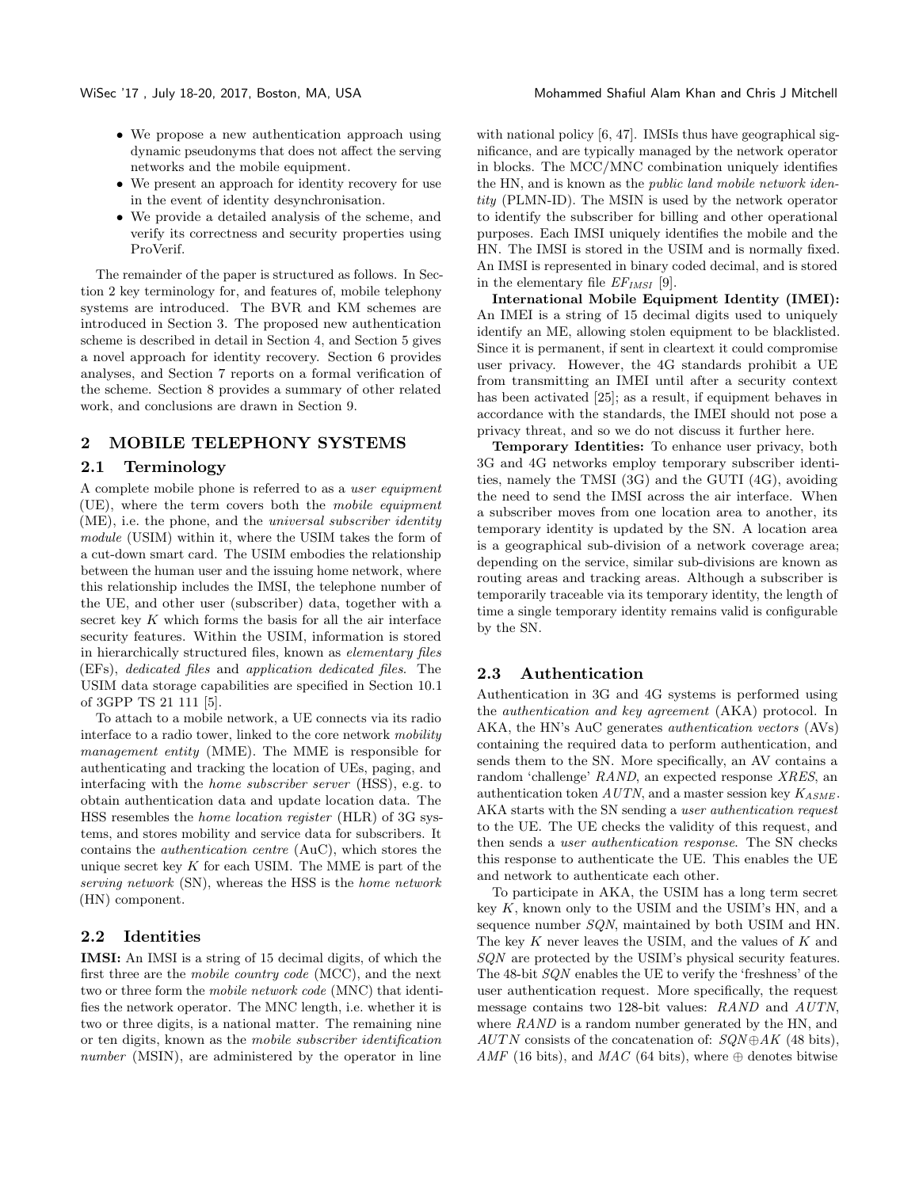- We propose a new authentication approach using dynamic pseudonyms that does not affect the serving networks and the mobile equipment.
- We present an approach for identity recovery for use in the event of identity desynchronisation.
- We provide a detailed analysis of the scheme, and verify its correctness and security properties using ProVerif.

The remainder of the paper is structured as follows. In Section 2 key terminology for, and features of, mobile telephony systems are introduced. The BVR and KM schemes are introduced in Section 3. The proposed new authentication scheme is described in detail in Section 4, and Section 5 gives a novel approach for identity recovery. Section 6 provides analyses, and Section 7 reports on a formal verification of the scheme. Section 8 provides a summary of other related work, and conclusions are drawn in Section 9.

## 2 MOBILE TELEPHONY SYSTEMS

### 2.1 Terminology

A complete mobile phone is referred to as a *user equipment* (UE), where the term covers both the *mobile equipment* (ME), i.e. the phone, and the *universal subscriber identity module* (USIM) within it, where the USIM takes the form of a cut-down smart card. The USIM embodies the relationship between the human user and the issuing home network, where this relationship includes the IMSI, the telephone number of the UE, and other user (subscriber) data, together with a secret key $K$ which forms the basis for all the air interface security features. Within the USIM, information is stored in hierarchically structured files, known as *elementary files* (EFs), *dedicated files* and *application dedicated files*. The USIM data storage capabilities are specified in Section 10.1 of 3GPP TS 21 111 [5].

To attach to a mobile network, a UE connects via its radio interface to a radio tower, linked to the core network *mobility management entity* (MME). The MME is responsible for authenticating and tracking the location of UEs, paging, and interfacing with the *home subscriber server* (HSS), e.g. to obtain authentication data and update location data. The HSS resembles the *home location register* (HLR) of 3G systems, and stores mobility and service data for subscribers. It contains the *authentication centre* (AuC), which stores the unique secret key $K$ for each USIM. The MME is part of the *serving network* (SN), whereas the HSS is the *home network* (HN) component.

### 2.2 Identities

**IMSI:** An IMSI is a string of 15 decimal digits, of which the first three are the *mobile country code* (MCC), and the next two or three form the *mobile network code* (MNC) that identifies the network operator. The MNC length, i.e. whether it is two or three digits, is a national matter. The remaining nine or ten digits, known as the *mobile subscriber identification number* (MSIN), are administered by the operator in line with national policy [6, 47]. IMSIs thus have geographical significance, and are typically managed by the network operator in blocks. The MCC/MNC combination uniquely identifies the HN, and is known as the *public land mobile network identity* (PLMN-ID). The MSIN is used by the network operator to identify the subscriber for billing and other operational purposes. Each IMSI uniquely identifies the mobile and the HN. The IMSI is stored in the USIM and is normally fixed. An IMSI is represented in binary coded decimal, and is stored in the elementary file $EF_{IMSI}$ [9].

**International Mobile Equipment Identity (IMEI):** An IMEI is a string of 15 decimal digits used to uniquely identify an ME, allowing stolen equipment to be blacklisted. Since it is permanent, if sent in cleartext it could compromise user privacy. However, the 4G standards prohibit a UE from transmitting an IMEI until after a security context has been activated [25]; as a result, if equipment behaves in accordance with the standards, the IMEI should not pose a privacy threat, and so we do not discuss it further here.

**Temporary Identities:** To enhance user privacy, both 3G and 4G networks employ temporary subscriber identities, namely the TMSI (3G) and the GUTI (4G), avoiding the need to send the IMSI across the air interface. When a subscriber moves from one location area to another, its temporary identity is updated by the SN. A location area is a geographical sub-division of a network coverage area; depending on the service, similar sub-divisions are known as routing areas and tracking areas. Although a subscriber is temporarily traceable via its temporary identity, the length of time a single temporary identity remains valid is configurable by the SN.

### 2.3 Authentication

Authentication in 3G and 4G systems is performed using the *authentication and key agreement* (AKA) protocol. In AKA, the HN's AuC generates *authentication vectors* (AVs) containing the required data to perform authentication, and sends them to the SN. More specifically, an AV contains a random 'challenge' $RAND$, an expected response $XRES$, an authentication token $AUTN$, and a master session key $K_{ASME}$. AKA starts with the SN sending a *user authentication request* to the UE. The UE checks the validity of this request, and then sends a *user authentication response*. The SN checks this response to authenticate the UE. This enables the UE and network to authenticate each other.

To participate in AKA, the USIM has a long term secret key $K$, known only to the USIM and the USIM's HN, and a sequence number $SQN$, maintained by both USIM and HN. The key $K$ never leaves the USIM, and the values of $K$ and $SQN$ are protected by the USIM's physical security features. The 48-bit $SQN$ enables the UE to verify the 'freshness' of the user authentication request. More specifically, the request message contains two 128-bit values: $RAND$ and $AUTN$, where $RAND$ is a random number generated by the HN, and $AUTN$ consists of the concatenation of: $SQN \oplus AK$ (48 bits), $AMF$ (16 bits), and $MAC$ (64 bits), where $\oplus$ denotes bitwise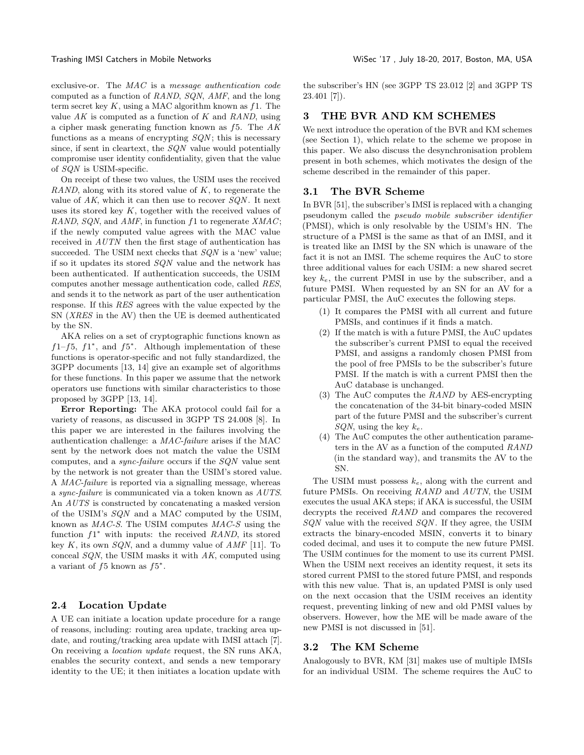exclusive-or. The $MAC$ is a *message authentication code* computed as a function of $RAND$, $SQN$, $AMF$, and the long term secret key $K$, using a MAC algorithm known as $f1$. The value $AK$ is computed as a function of $K$ and $RAND$, using a cipher mask generating function known as $f5$. The $AK$ functions as a means of encrypting $SQN$; this is necessary since, if sent in cleartext, the $SQN$ value would potentially compromise user identity confidentiality, given that the value of $SQN$ is USIM-specific.

On receipt of these two values, the USIM uses the received $RAND$, along with its stored value of $K$, to regenerate the value of $AK$, which it can then use to recover $SQN$. It next uses its stored key $K$, together with the received values of $RAND$, $SQN$, and $AMF$, in function $f1$ to regenerate $XMAC$; if the newly computed value agrees with the MAC value received in $AUTN$ then the first stage of authentication has succeeded. The USIM next checks that $SQN$ is a 'new' value; if so it updates its stored $SQN$ value and the network has been authenticated. If authentication succeeds, the USIM computes another message authentication code, called $RES$, and sends it to the network as part of the user authentication response. If this $RES$ agrees with the value expected by the SN ($XRES$ in the AV) then the UE is deemed authenticated by the SN.

AKA relies on a set of cryptographic functions known as $f1$–$f5$, $f1^*$, and $f5^*$. Although implementation of these functions is operator-specific and not fully standardized, the 3GPP documents [13, 14] give an example set of algorithms for these functions. In this paper we assume that the network operators use functions with similar characteristics to those proposed by 3GPP [13, 14].

**Error Reporting:** The AKA protocol could fail for a variety of reasons, as discussed in 3GPP TS 24.008 [8]. In this paper we are interested in the failures involving the authentication challenge: a *MAC-failure* arises if the MAC sent by the network does not match the value the USIM computes, and a *sync-failure* occurs if the $SQN$ value sent by the network is not greater than the USIM's stored value. A *MAC-failure* is reported via a signalling message, whereas a *sync-failure* is communicated via a token known as $AUTS$. An $AUTS$ is constructed by concatenating a masked version of the USIM's $SQN$ and a MAC computed by the USIM, known as $MAC\text{-}S$. The USIM computes $MAC\text{-}S$ using the function $f1^*$ with inputs: the received $RAND$, its stored key $K$, its own $SQN$, and a dummy value of $AMF$ [11]. To conceal $SQN$, the USIM masks it with $AK$, computed using a variant of $f5$ known as $f5^*$.

## 2.4 Location Update

A UE can initiate a location update procedure for a range of reasons, including: routing area update, tracking area update, and routing/tracking area update with IMSI attach [7]. On receiving a *location update* request, the SN runs AKA, enables the security context, and sends a new temporary identity to the UE; it then initiates a location update with the subscriber's HN (see 3GPP TS 23.012 [2] and 3GPP TS 23.401 [7]).

# 3 THE BVR AND KM SCHEMES

We next introduce the operation of the BVR and KM schemes (see Section 1), which relate to the scheme we propose in this paper. We also discuss the desynchronisation problem present in both schemes, which motivates the design of the scheme described in the remainder of this paper.

## 3.1 The BVR Scheme

In BVR [51], the subscriber's IMSI is replaced with a changing pseudonym called the *pseudo mobile subscriber identifier* (PMSI), which is only resolvable by the USIM's HN. The structure of a PMSI is the same as that of an IMSI, and it is treated like an IMSI by the SN which is unaware of the fact it is not an IMSI. The scheme requires the AuC to store three additional values for each USIM: a new shared secret key $k_e$, the current PMSI in use by the subscriber, and a future PMSI. When requested by an SN for an AV for a particular PMSI, the AuC executes the following steps.

1. It compares the PMSI with all current and future PMSIs, and continues if it finds a match.
2. If the match is with a future PMSI, the AuC updates the subscriber's current PMSI to equal the received PMSI, and assigns a randomly chosen PMSI from the pool of free PMSIs to be the subscriber's future PMSI. If the match is with a current PMSI then the AuC database is unchanged.
3. The AuC computes the $RAND$ by AES-encrypting the concatenation of the 34-bit binary-coded MSIN part of the future PMSI and the subscriber's current $SQN$, using the key $k_e$.
4. The AuC computes the other authentication parameters in the AV as a function of the computed $RAND$ (in the standard way), and transmits the AV to the SN.

The USIM must possess $k_e$, along with the current and future PMSIs. On receiving $RAND$ and $AUTN$, the USIM executes the usual AKA steps; if AKA is successful, the USIM decrypts the received $RAND$ and compares the recovered $SQN$ value with the received $SQN$. If they agree, the USIM extracts the binary-encoded MSIN, converts it to binary coded decimal, and uses it to compute the new future PMSI. The USIM continues for the moment to use its current PMSI. When the USIM next receives an identity request, it sets its stored current PMSI to the stored future PMSI, and responds with this new value. That is, an updated PMSI is only used on the next occasion that the USIM receives an identity request, preventing linking of new and old PMSI values by observers. However, how the ME will be made aware of the new PMSI is not discussed in [51].

## 3.2 The KM Scheme

Analogously to BVR, KM [31] makes use of multiple IMSIs for an individual USIM. The scheme requires the AuC to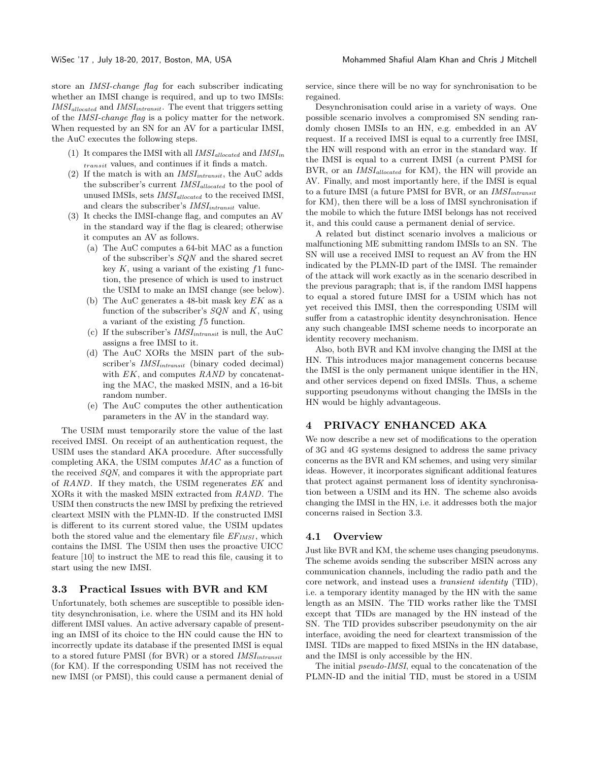store an *IMSI-change flag* for each subscriber indicating whether an IMSI change is required, and up to two IMSIs: $IMSI_{allocated}$ and $IMSI_{intransit}$. The event that triggers setting of the *IMSI-change flag* is a policy matter for the network. When requested by an SN for an AV for a particular IMSI, the AuC executes the following steps.

1. It compares the IMSI with all $IMSI_{allocated}$ and $IMSI_{in\ transit}$ values, and continues if it finds a match.
2. If the match is with an $IMSI_{intransit}$, the AuC adds the subscriber's current $IMSI_{allocated}$ to the pool of unused IMSIs, sets $IMSI_{allocated}$ to the received IMSI, and clears the subscriber's $IMSI_{intransit}$ value.
3. It checks the IMSI-change flag, and computes an AV in the standard way if the flag is cleared; otherwise it computes an AV as follows.
   - (a) The AuC computes a 64-bit MAC as a function of the subscriber's $SQN$ and the shared secret key $K$, using a variant of the existing $f1$ function, the presence of which is used to instruct the USIM to make an IMSI change (see below).
   - (b) The AuC generates a 48-bit mask key $EK$ as a function of the subscriber's $SQN$ and $K$, using a variant of the existing $f5$ function.
   - (c) If the subscriber's $IMSI_{intransit}$ is null, the AuC assigns a free IMSI to it.
   - (d) The AuC XORs the MSIN part of the subscriber's $IMSI_{intransit}$ (binary coded decimal) with $EK$, and computes $RAND$ by concatenating the MAC, the masked MSIN, and a 16-bit random number.
   - (e) The AuC computes the other authentication parameters in the AV in the standard way.

The USIM must temporarily store the value of the last received IMSI. On receipt of an authentication request, the USIM uses the standard AKA procedure. After successfully completing AKA, the USIM computes $MAC$ as a function of the received $SQN$, and compares it with the appropriate part of $RAND$. If they match, the USIM regenerates $EK$ and XORs it with the masked MSIN extracted from $RAND$. The USIM then constructs the new IMSI by prefixing the retrieved cleartext MSIN with the PLMN-ID. If the constructed IMSI is different to its current stored value, the USIM updates both the stored value and the elementary file $EF_{IMSI}$, which contains the IMSI. The USIM then uses the proactive UICC feature [10] to instruct the ME to read this file, causing it to start using the new IMSI.

### 3.3 Practical Issues with BVR and KM

Unfortunately, both schemes are susceptible to possible identity desynchronisation, i.e. where the USIM and its HN hold different IMSI values. An active adversary capable of presenting an IMSI of its choice to the HN could cause the HN to incorrectly update its database if the presented IMSI is equal to a stored future PMSI (for BVR) or a stored $IMSI_{intransit}$ (for KM). If the corresponding USIM has not received the new IMSI (or PMSI), this could cause a permanent denial of service, since there will be no way for synchronisation to be regained.

Desynchronisation could arise in a variety of ways. One possible scenario involves a compromised SN sending randomly chosen IMSIs to an HN, e.g. embedded in an AV request. If a received IMSI is equal to a currently free IMSI, the HN will respond with an error in the standard way. If the IMSI is equal to a current IMSI (a current PMSI for BVR, or an $IMSI_{allocated}$ for KM), the HN will provide an AV. Finally, and most importantly here, if the IMSI is equal to a future IMSI (a future PMSI for BVR, or an $IMSI_{intransit}$ for KM), then there will be a loss of IMSI synchronisation if the mobile to which the future IMSI belongs has not received it, and this could cause a permanent denial of service.

A related but distinct scenario involves a malicious or malfunctioning ME submitting random IMSIs to an SN. The SN will use a received IMSI to request an AV from the HN indicated by the PLMN-ID part of the IMSI. The remainder of the attack will work exactly as in the scenario described in the previous paragraph; that is, if the random IMSI happens to equal a stored future IMSI for a USIM which has not yet received this IMSI, then the corresponding USIM will suffer from a catastrophic identity desynchronisation. Hence any such changeable IMSI scheme needs to incorporate an identity recovery mechanism.

Also, both BVR and KM involve changing the IMSI at the HN. This introduces major management concerns because the IMSI is the only permanent unique identifier in the HN, and other services depend on fixed IMSIs. Thus, a scheme supporting pseudonyms without changing the IMSIs in the HN would be highly advantageous.

## 4 PRIVACY ENHANCED AKA

We now describe a new set of modifications to the operation of 3G and 4G systems designed to address the same privacy concerns as the BVR and KM schemes, and using very similar ideas. However, it incorporates significant additional features that protect against permanent loss of identity synchronisation between a USIM and its HN. The scheme also avoids changing the IMSI in the HN, i.e. it addresses both the major concerns raised in Section 3.3.

### 4.1 Overview

Just like BVR and KM, the scheme uses changing pseudonyms. The scheme avoids sending the subscriber MSIN across any communication channels, including the radio path and the core network, and instead uses a *transient identity* (TID), i.e. a temporary identity managed by the HN with the same length as an MSIN. The TID works rather like the TMSI except that TIDs are managed by the HN instead of the SN. The TID provides subscriber pseudonymity on the air interface, avoiding the need for cleartext transmission of the IMSI. TIDs are mapped to fixed MSINs in the HN database, and the IMSI is only accessible by the HN.

The initial *pseudo-IMSI*, equal to the concatenation of the PLMN-ID and the initial TID, must be stored in a USIM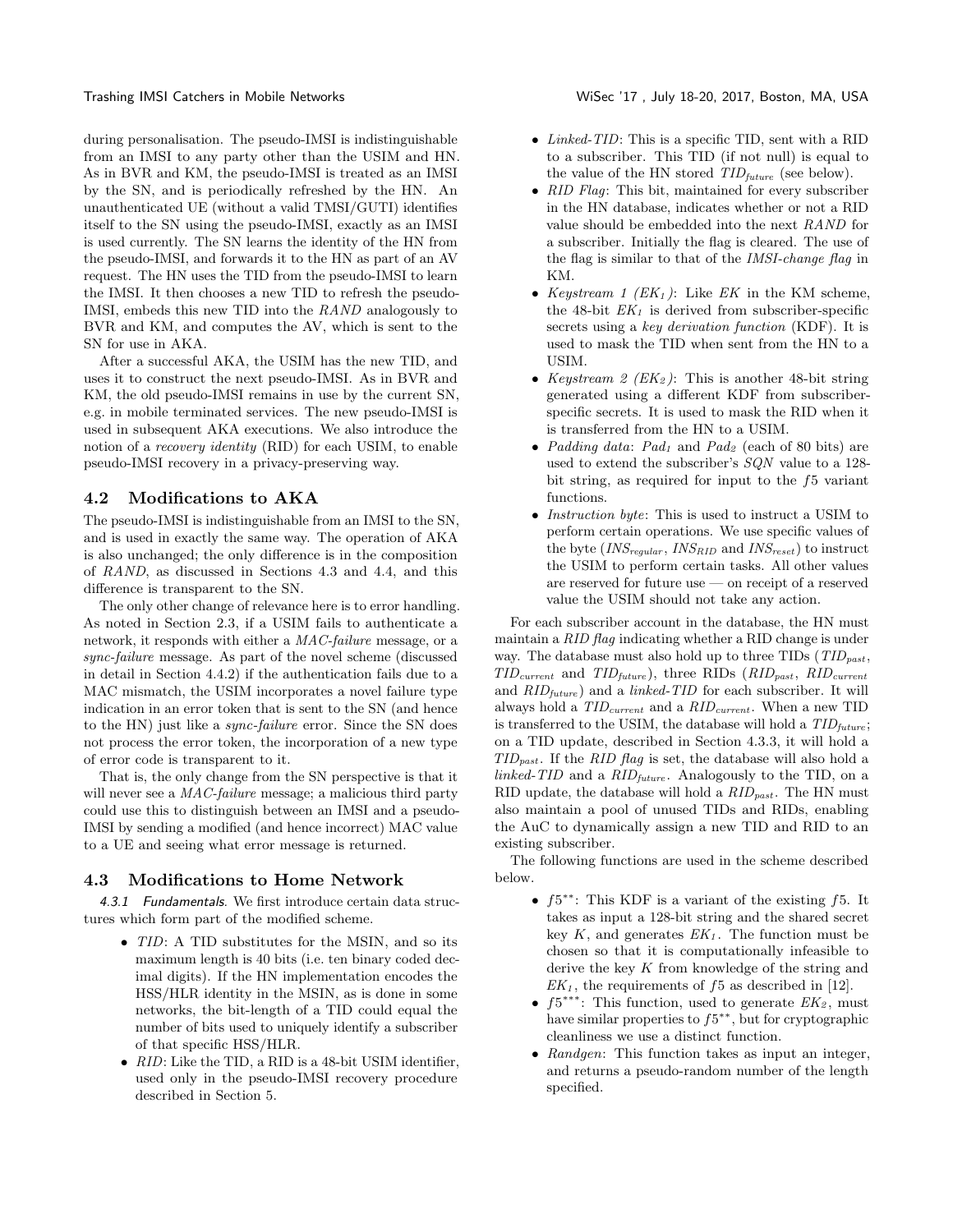during personalisation. The pseudo-IMSI is indistinguishable from an IMSI to any party other than the USIM and HN. As in BVR and KM, the pseudo-IMSI is treated as an IMSI by the SN, and is periodically refreshed by the HN. An unauthenticated UE (without a valid TMSI/GUTI) identifies itself to the SN using the pseudo-IMSI, exactly as an IMSI is used currently. The SN learns the identity of the HN from the pseudo-IMSI, and forwards it to the HN as part of an AV request. The HN uses the TID from the pseudo-IMSI to learn the IMSI. It then chooses a new TID to refresh the pseudo-IMSI, embeds this new TID into the *RAND* analogously to BVR and KM, and computes the AV, which is sent to the SN for use in AKA.

After a successful AKA, the USIM has the new TID, and uses it to construct the next pseudo-IMSI. As in BVR and KM, the old pseudo-IMSI remains in use by the current SN, e.g. in mobile terminated services. The new pseudo-IMSI is used in subsequent AKA executions. We also introduce the notion of a *recovery identity* (RID) for each USIM, to enable pseudo-IMSI recovery in a privacy-preserving way.

## 4.2 Modifications to AKA

The pseudo-IMSI is indistinguishable from an IMSI to the SN, and is used in exactly the same way. The operation of AKA is also unchanged; the only difference is in the composition of *RAND*, as discussed in Sections 4.3 and 4.4, and this difference is transparent to the SN.

The only other change of relevance here is to error handling. As noted in Section 2.3, if a USIM fails to authenticate a network, it responds with either a *MAC-failure* message, or a *sync-failure* message. As part of the novel scheme (discussed in detail in Section 4.4.2) if the authentication fails due to a MAC mismatch, the USIM incorporates a novel failure type indication in an error token that is sent to the SN (and hence to the HN) just like a *sync-failure* error. Since the SN does not process the error token, the incorporation of a new type of error code is transparent to it.

That is, the only change from the SN perspective is that it will never see a *MAC-failure* message; a malicious third party could use this to distinguish between an IMSI and a pseudo-IMSI by sending a modified (and hence incorrect) MAC value to a UE and seeing what error message is returned.

## 4.3 Modifications to Home Network

*4.3.1 Fundamentals.* We first introduce certain data structures which form part of the modified scheme.

- *TID*: A TID substitutes for the MSIN, and so its maximum length is 40 bits (i.e. ten binary coded decimal digits). If the HN implementation encodes the HSS/HLR identity in the MSIN, as is done in some networks, the bit-length of a TID could equal the number of bits used to uniquely identify a subscriber of that specific HSS/HLR.
- *RID*: Like the TID, a RID is a 48-bit USIM identifier, used only in the pseudo-IMSI recovery procedure described in Section 5.
- *Linked-TID*: This is a specific TID, sent with a RID to a subscriber. This TID (if not null) is equal to the value of the HN stored $TID_{future}$ (see below).
- *RID Flag*: This bit, maintained for every subscriber in the HN database, indicates whether or not a RID value should be embedded into the next *RAND* for a subscriber. Initially the flag is cleared. The use of the flag is similar to that of the *IMSI-change flag* in KM.
- *Keystream 1 ($EK_1$)*: Like *EK* in the KM scheme, the 48-bit $EK_1$ is derived from subscriber-specific secrets using a *key derivation function* (KDF). It is used to mask the TID when sent from the HN to a USIM.
- *Keystream 2 ($EK_2$)*: This is another 48-bit string generated using a different KDF from subscriber-specific secrets. It is used to mask the RID when it is transferred from the HN to a USIM.
- *Padding data*: $Pad_1$ and $Pad_2$ (each of 80 bits) are used to extend the subscriber's *SQN* value to a 128-bit string, as required for input to the $f5$ variant functions.
- *Instruction byte*: This is used to instruct a USIM to perform certain operations. We use specific values of the byte ($INS_{regular}$, $INS_{RID}$ and $INS_{reset}$) to instruct the USIM to perform certain tasks. All other values are reserved for future use — on receipt of a reserved value the USIM should not take any action.

For each subscriber account in the database, the HN must maintain a *RID flag* indicating whether a RID change is under way. The database must also hold up to three TIDs ($TID_{past}$, $TID_{current}$ and $TID_{future}$), three RIDs ($RID_{past}$, $RID_{current}$ and $RID_{future}$) and a *linked-TID* for each subscriber. It will always hold a $TID_{current}$ and a $RID_{current}$. When a new TID is transferred to the USIM, the database will hold a $TID_{future}$; on a TID update, described in Section 4.3.3, it will hold a $TID_{past}$. If the *RID flag* is set, the database will also hold a *linked-TID* and a $RID_{future}$. Analogously to the TID, on a RID update, the database will hold a $RID_{past}$. The HN must also maintain a pool of unused TIDs and RIDs, enabling the AuC to dynamically assign a new TID and RID to an existing subscriber.

The following functions are used in the scheme described below.

- $f5^{**}$: This KDF is a variant of the existing $f5$. It takes as input a 128-bit string and the shared secret key $K$, and generates $EK_1$. The function must be chosen so that it is computationally infeasible to derive the key $K$ from knowledge of the string and $EK_1$, the requirements of $f5$ as described in [12].
- $f5^{***}$: This function, used to generate $EK_2$, must have similar properties to $f5^{**}$, but for cryptographic cleanliness we use a distinct function.
- *Randgen*: This function takes as input an integer, and returns a pseudo-random number of the length specified.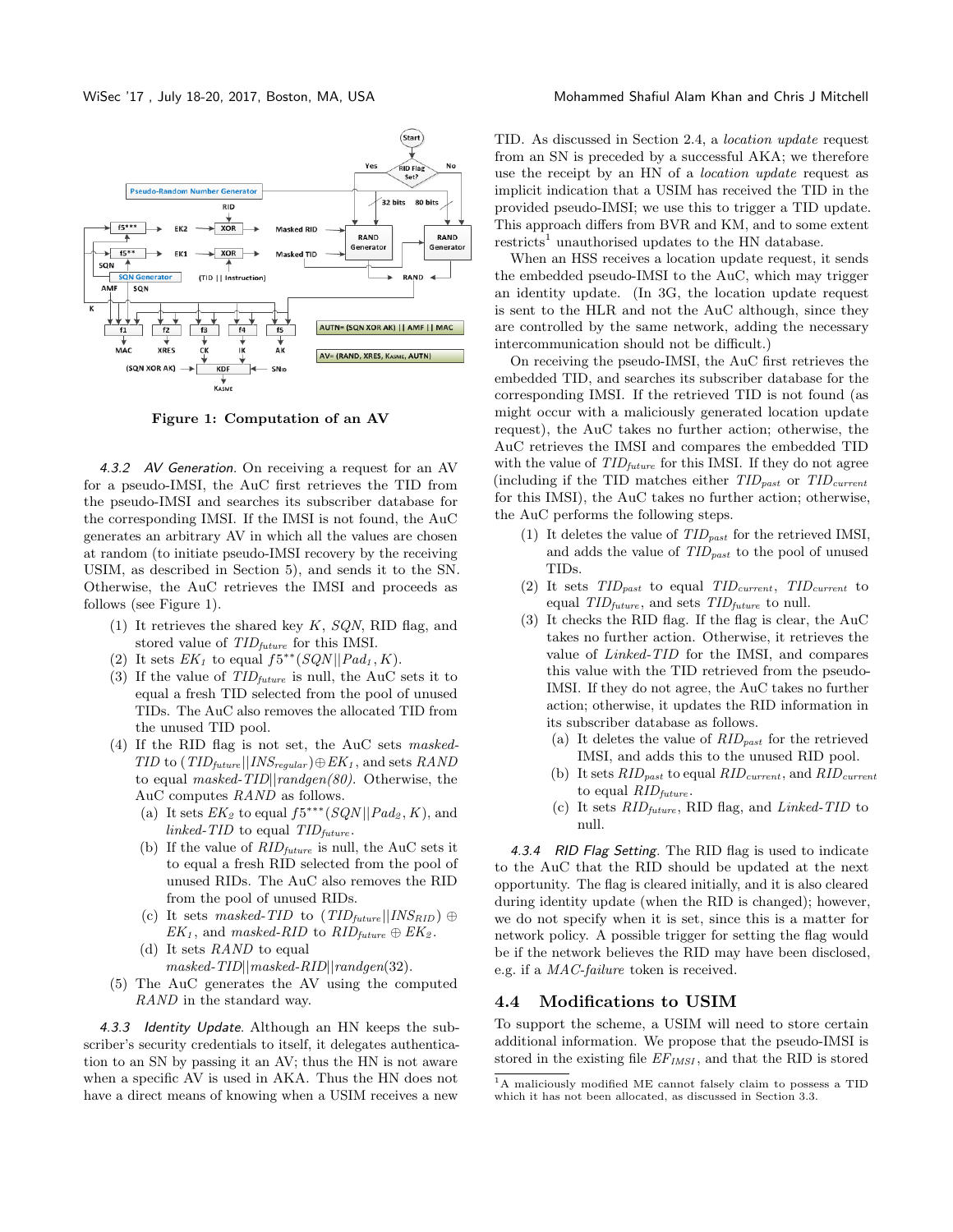**Figure 1: Computation of an AV**

*4.3.2 AV Generation.* On receiving a request for an AV for a pseudo-IMSI, the AuC first retrieves the TID from the pseudo-IMSI and searches its subscriber database for the corresponding IMSI. If the IMSI is not found, the AuC generates an arbitrary AV in which all the values are chosen at random (to initiate pseudo-IMSI recovery by the receiving USIM, as described in Section 5), and sends it to the SN. Otherwise, the AuC retrieves the IMSI and proceeds as follows (see Figure 1).

(1) It retrieves the shared key $K$, $SQN$, RID flag, and stored value of $TID_{future}$ for this IMSI.
(2) It sets $EK_1$ to equal $f5^{**}(SQN||Pad_1, K)$.
(3) If the value of $TID_{future}$ is null, the AuC sets it to equal a fresh TID selected from the pool of unused TIDs. The AuC also removes the allocated TID from the unused TID pool.
(4) If the RID flag is not set, the AuC sets *masked-TID* to $(TID_{future}||INS_{regular}) \oplus EK_1$, and sets $RAND$ to equal *masked-TID*||*randgen(80)*. Otherwise, the AuC computes $RAND$ as follows.
   (a) It sets $EK_2$ to equal $f5^{***}(SQN||Pad_2, K)$, and *linked-TID* to equal $TID_{future}$.
   (b) If the value of $RID_{future}$ is null, the AuC sets it to equal a fresh RID selected from the pool of unused RIDs. The AuC also removes the RID from the pool of unused RIDs.
   (c) It sets *masked-TID* to $(TID_{future}||INS_{RID}) \oplus EK_1$, and *masked-RID* to $RID_{future} \oplus EK_2$.
   (d) It sets $RAND$ to equal *masked-TID*||*masked-RID*||*randgen*(32).
(5) The AuC generates the AV using the computed $RAND$ in the standard way.

*4.3.3 Identity Update.* Although an HN keeps the subscriber's security credentials to itself, it delegates authentication to an SN by passing it an AV; thus the HN is not aware when a specific AV is used in AKA. Thus the HN does not have a direct means of knowing when a USIM receives a new TID. As discussed in Section 2.4, a *location update* request from an SN is preceded by a successful AKA; we therefore use the receipt by an HN of a *location update* request as implicit indication that a USIM has received the TID in the provided pseudo-IMSI; we use this to trigger a TID update. This approach differs from BVR and KM, and to some extent restricts[1] unauthorised updates to the HN database.

When an HSS receives a location update request, it sends the embedded pseudo-IMSI to the AuC, which may trigger an identity update. (In 3G, the location update request is sent to the HLR and not the AuC although, since they are controlled by the same network, adding the necessary intercommunication should not be difficult.)

On receiving the pseudo-IMSI, the AuC first retrieves the embedded TID, and searches its subscriber database for the corresponding IMSI. If the retrieved TID is not found (as might occur with a maliciously generated location update request), the AuC takes no further action; otherwise, the AuC retrieves the IMSI and compares the embedded TID with the value of $TID_{future}$ for this IMSI. If they do not agree (including if the TID matches either $TID_{past}$ or $TID_{current}$ for this IMSI), the AuC takes no further action; otherwise, the AuC performs the following steps.

(1) It deletes the value of $TID_{past}$ for the retrieved IMSI, and adds the value of $TID_{past}$ to the pool of unused TIDs.
(2) It sets $TID_{past}$ to equal $TID_{current}$, $TID_{current}$ to equal $TID_{future}$, and sets $TID_{future}$ to null.
(3) It checks the RID flag. If the flag is clear, the AuC takes no further action. Otherwise, it retrieves the value of *Linked-TID* for the IMSI, and compares this value with the TID retrieved from the pseudo-IMSI. If they do not agree, the AuC takes no further action; otherwise, it updates the RID information in its subscriber database as follows.
   (a) It deletes the value of $RID_{past}$ for the retrieved IMSI, and adds this to the unused RID pool.
   (b) It sets $RID_{past}$ to equal $RID_{current}$, and $RID_{current}$ to equal $RID_{future}$.
   (c) It sets $RID_{future}$, RID flag, and *Linked-TID* to null.

*4.3.4 RID Flag Setting.* The RID flag is used to indicate to the AuC that the RID should be updated at the next opportunity. The flag is cleared initially, and it is also cleared during identity update (when the RID is changed); however, we do not specify when it is set, since this is a matter for network policy. A possible trigger for setting the flag would be if the network believes the RID may have been disclosed, e.g. if a *MAC-failure* token is received.

## 4.4 Modifications to USIM

To support the scheme, a USIM will need to store certain additional information. We propose that the pseudo-IMSI is stored in the existing file $EF_{IMSI}$, and that the RID is stored

[1] A maliciously modified ME cannot falsely claim to possess a TID which it has not been allocated, as discussed in Section 3.3.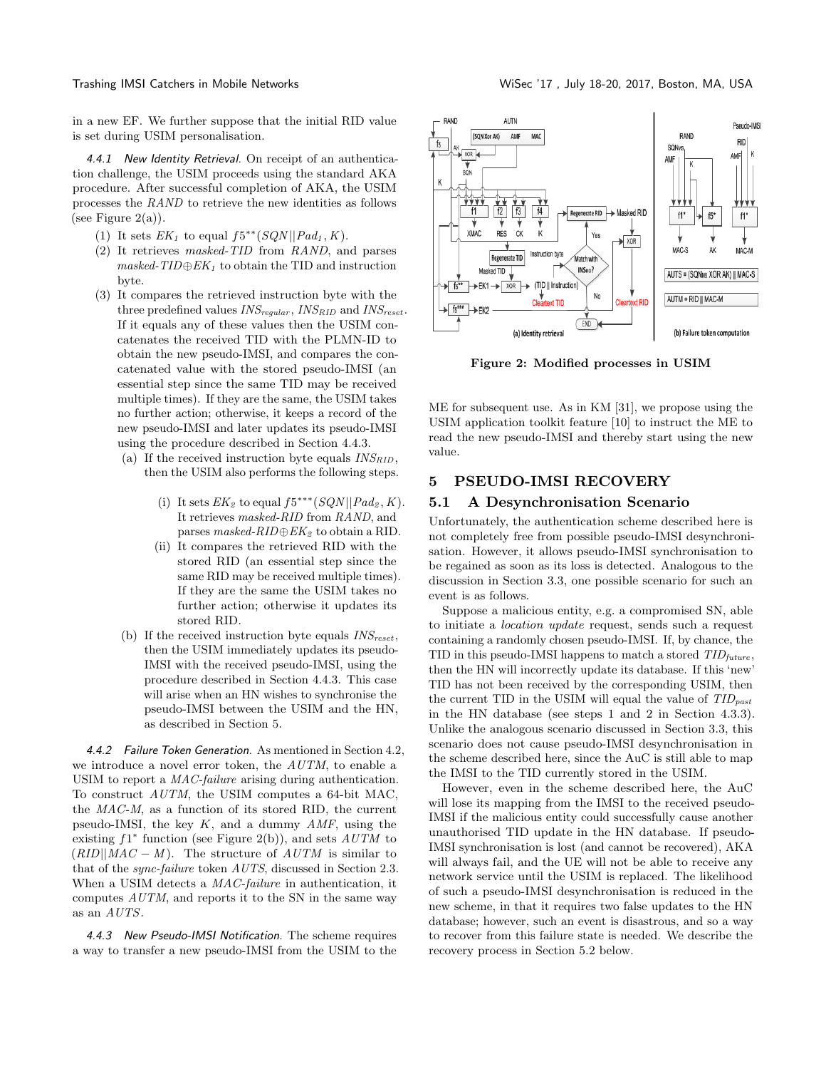in a new EF. We further suppose that the initial RID value is set during USIM personalisation.

*4.4.1 New Identity Retrieval.* On receipt of an authentication challenge, the USIM proceeds using the standard AKA procedure. After successful completion of AKA, the USIM processes the $RAND$ to retrieve the new identities as follows (see Figure 2(a)).

(1) It sets $EK_1$ to equal $f5^{**}(SQN||Pad_1, K)$.
(2) It retrieves *masked-TID* from $RAND$, and parses *masked-TID*$\oplus EK_1$ to obtain the TID and instruction byte.
(3) It compares the retrieved instruction byte with the three predefined values $INS_{regular}$, $INS_{RID}$ and $INS_{reset}$. If it equals any of these values then the USIM concatenates the received TID with the PLMN-ID to obtain the new pseudo-IMSI, and compares the concatenated value with the stored pseudo-IMSI (an essential step since the same TID may be received multiple times). If they are the same, the USIM takes no further action; otherwise, it keeps a record of the new pseudo-IMSI and later updates its pseudo-IMSI using the procedure described in Section 4.4.3.
   (a) If the received instruction byte equals $INS_{RID}$, then the USIM also performs the following steps.
      (i) It sets $EK_2$ to equal $f5^{***}(SQN||Pad_2, K)$. It retrieves *masked-RID* from $RAND$, and parses *masked-RID*$\oplus EK_2$ to obtain a RID.
      (ii) It compares the retrieved RID with the stored RID (an essential step since the same RID may be received multiple times). If they are the same the USIM takes no further action; otherwise it updates its stored RID.
   (b) If the received instruction byte equals $INS_{reset}$, then the USIM immediately updates its pseudo-IMSI with the received pseudo-IMSI, using the procedure described in Section 4.4.3. This case will arise when an HN wishes to synchronise the pseudo-IMSI between the USIM and the HN, as described in Section 5.

*4.4.2 Failure Token Generation.* As mentioned in Section 4.2, we introduce a novel error token, the $AUTM$, to enable a USIM to report a *MAC-failure* arising during authentication. To construct $AUTM$, the USIM computes a 64-bit MAC, the *MAC-M*, as a function of its stored RID, the current pseudo-IMSI, the key $K$, and a dummy $AMF$, using the existing $f1^*$ function (see Figure 2(b)), and sets $AUTM$ to $(RID||MAC-M)$. The structure of $AUTM$ is similar to that of the *sync-failure* token $AUTS$, discussed in Section 2.3. When a USIM detects a *MAC-failure* in authentication, it computes $AUTM$, and reports it to the SN in the same way as an $AUTS$.

*4.4.3 New Pseudo-IMSI Notification.* The scheme requires a way to transfer a new pseudo-IMSI from the USIM to the ME for subsequent use. As in KM [31], we propose using the USIM application toolkit feature [10] to instruct the ME to read the new pseudo-IMSI and thereby start using the new value.

**Figure 2: Modified processes in USIM**

## 5 PSEUDO-IMSI RECOVERY

### 5.1 A Desynchronisation Scenario

Unfortunately, the authentication scheme described here is not completely free from possible pseudo-IMSI desynchronisation. However, it allows pseudo-IMSI synchronisation to be regained as soon as its loss is detected. Analogous to the discussion in Section 3.3, one possible scenario for such an event is as follows.

Suppose a malicious entity, e.g. a compromised SN, able to initiate a *location update* request, sends such a request containing a randomly chosen pseudo-IMSI. If, by chance, the TID in this pseudo-IMSI happens to match a stored $TID_{future}$, then the HN will incorrectly update its database. If this 'new' TID has not been received by the corresponding USIM, then the current TID in the USIM will equal the value of $TID_{past}$ in the HN database (see steps 1 and 2 in Section 4.3.3). Unlike the analogous scenario discussed in Section 3.3, this scenario does not cause pseudo-IMSI desynchronisation in the scheme described here, since the AuC is still able to map the IMSI to the TID currently stored in the USIM.

However, even in the scheme described here, the AuC will lose its mapping from the IMSI to the received pseudo-IMSI if the malicious entity could successfully cause another unauthorised TID update in the HN database. If pseudo-IMSI synchronisation is lost (and cannot be recovered), AKA will always fail, and the UE will not be able to receive any network service until the USIM is replaced. The likelihood of such a pseudo-IMSI desynchronisation is reduced in the new scheme, in that it requires two false updates to the HN database; however, such an event is disastrous, and so a way to recover from this failure state is needed. We describe the recovery process in Section 5.2 below.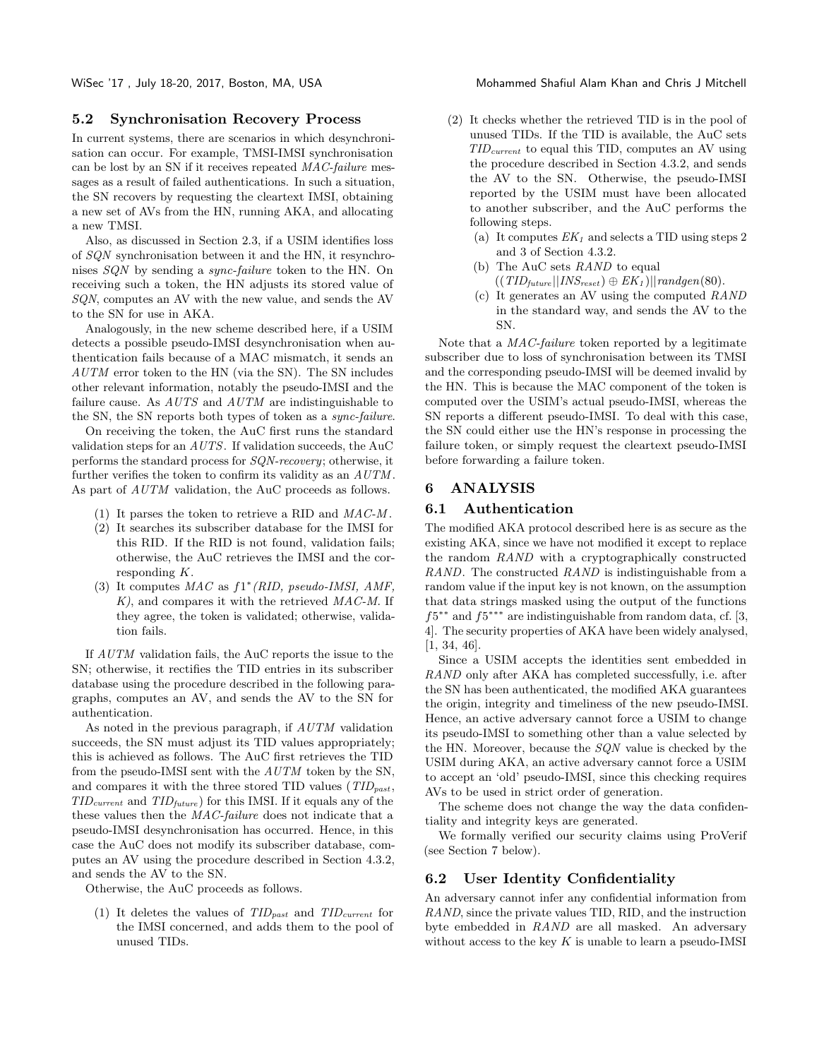## 5.2 Synchronisation Recovery Process

In current systems, there are scenarios in which desynchronisation can occur. For example, TMSI-IMSI synchronisation can be lost by an SN if it receives repeated *MAC-failure* messages as a result of failed authentications. In such a situation, the SN recovers by requesting the cleartext IMSI, obtaining a new set of AVs from the HN, running AKA, and allocating a new TMSI.

Also, as discussed in Section 2.3, if a USIM identifies loss of *SQN* synchronisation between it and the HN, it resynchronises *SQN* by sending a *sync-failure* token to the HN. On receiving such a token, the HN adjusts its stored value of *SQN*, computes an AV with the new value, and sends the AV to the SN for use in AKA.

Analogously, in the new scheme described here, if a USIM detects a possible pseudo-IMSI desynchronisation when authentication fails because of a MAC mismatch, it sends an *AUTM* error token to the HN (via the SN). The SN includes other relevant information, notably the pseudo-IMSI and the failure cause. As *AUTS* and *AUTM* are indistinguishable to the SN, the SN reports both types of token as a *sync-failure*.

On receiving the token, the AuC first runs the standard validation steps for an *AUTS*. If validation succeeds, the AuC performs the standard process for *SQN-recovery*; otherwise, it further verifies the token to confirm its validity as an *AUTM*. As part of *AUTM* validation, the AuC proceeds as follows.

(1) It parses the token to retrieve a RID and *MAC-M*.
(2) It searches its subscriber database for the IMSI for this RID. If the RID is not found, validation fails; otherwise, the AuC retrieves the IMSI and the corresponding *K*.
(3) It computes *MAC* as $f1^*$*(RID, pseudo-IMSI, AMF, K)*, and compares it with the retrieved *MAC-M*. If they agree, the token is validated; otherwise, validation fails.

If *AUTM* validation fails, the AuC reports the issue to the SN; otherwise, it rectifies the TID entries in its subscriber database using the procedure described in the following paragraphs, computes an AV, and sends the AV to the SN for authentication.

As noted in the previous paragraph, if *AUTM* validation succeeds, the SN must adjust its TID values appropriately; this is achieved as follows. The AuC first retrieves the TID from the pseudo-IMSI sent with the *AUTM* token by the SN, and compares it with the three stored TID values ($TID_{past}$, $TID_{current}$ and $TID_{future}$) for this IMSI. If it equals any of the these values then the *MAC-failure* does not indicate that a pseudo-IMSI desynchronisation has occurred. Hence, in this case the AuC does not modify its subscriber database, computes an AV using the procedure described in Section 4.3.2, and sends the AV to the SN.

Otherwise, the AuC proceeds as follows.

(1) It deletes the values of $TID_{past}$ and $TID_{current}$ for the IMSI concerned, and adds them to the pool of unused TIDs.
(2) It checks whether the retrieved TID is in the pool of unused TIDs. If the TID is available, the AuC sets $TID_{current}$ to equal this TID, computes an AV using the procedure described in Section 4.3.2, and sends the AV to the SN. Otherwise, the pseudo-IMSI reported by the USIM must have been allocated to another subscriber, and the AuC performs the following steps.
   (a) It computes $EK_I$ and selects a TID using steps 2 and 3 of Section 4.3.2.
   (b) The AuC sets *RAND* to equal $((TID_{future}||INS_{reset}) \oplus EK_I)||randgen(80)$.
   (c) It generates an AV using the computed *RAND* in the standard way, and sends the AV to the SN.

Note that a *MAC-failure* token reported by a legitimate subscriber due to loss of synchronisation between its TMSI and the corresponding pseudo-IMSI will be deemed invalid by the HN. This is because the MAC component of the token is computed over the USIM's actual pseudo-IMSI, whereas the SN reports a different pseudo-IMSI. To deal with this case, the SN could either use the HN's response in processing the failure token, or simply request the cleartext pseudo-IMSI before forwarding a failure token.

# 6 ANALYSIS

## 6.1 Authentication

The modified AKA protocol described here is as secure as the existing AKA, since we have not modified it except to replace the random *RAND* with a cryptographically constructed *RAND*. The constructed *RAND* is indistinguishable from a random value if the input key is not known, on the assumption that data strings masked using the output of the functions $f5^{**}$ and $f5^{***}$ are indistinguishable from random data, cf. [3, 4]. The security properties of AKA have been widely analysed, [1, 34, 46].

Since a USIM accepts the identities sent embedded in *RAND* only after AKA has completed successfully, i.e. after the SN has been authenticated, the modified AKA guarantees the origin, integrity and timeliness of the new pseudo-IMSI. Hence, an active adversary cannot force a USIM to change its pseudo-IMSI to something other than a value selected by the HN. Moreover, because the *SQN* value is checked by the USIM during AKA, an active adversary cannot force a USIM to accept an 'old' pseudo-IMSI, since this checking requires AVs to be used in strict order of generation.

The scheme does not change the way the data confidentiality and integrity keys are generated.

We formally verified our security claims using ProVerif (see Section 7 below).

## 6.2 User Identity Confidentiality

An adversary cannot infer any confidential information from *RAND*, since the private values TID, RID, and the instruction byte embedded in *RAND* are all masked. An adversary without access to the key *K* is unable to learn a pseudo-IMSI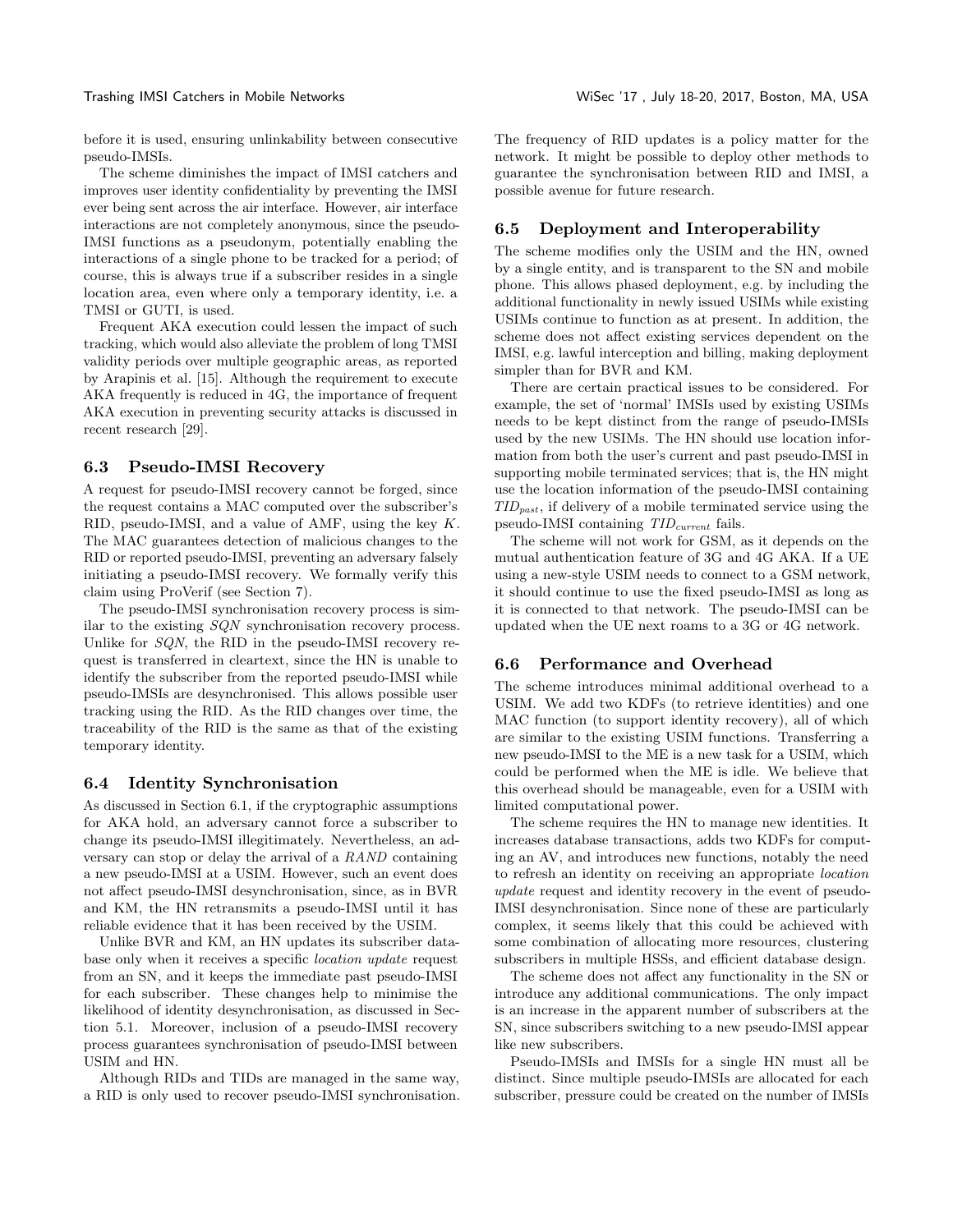before it is used, ensuring unlinkability between consecutive pseudo-IMSIs.

The scheme diminishes the impact of IMSI catchers and improves user identity confidentiality by preventing the IMSI ever being sent across the air interface. However, air interface interactions are not completely anonymous, since the pseudo-IMSI functions as a pseudonym, potentially enabling the interactions of a single phone to be tracked for a period; of course, this is always true if a subscriber resides in a single location area, even where only a temporary identity, i.e. a TMSI or GUTI, is used.

Frequent AKA execution could lessen the impact of such tracking, which would also alleviate the problem of long TMSI validity periods over multiple geographic areas, as reported by Arapinis et al. [15]. Although the requirement to execute AKA frequently is reduced in 4G, the importance of frequent AKA execution in preventing security attacks is discussed in recent research [29].

### 6.3 Pseudo-IMSI Recovery

A request for pseudo-IMSI recovery cannot be forged, since the request contains a MAC computed over the subscriber's RID, pseudo-IMSI, and a value of AMF, using the key $K$. The MAC guarantees detection of malicious changes to the RID or reported pseudo-IMSI, preventing an adversary falsely initiating a pseudo-IMSI recovery. We formally verify this claim using ProVerif (see Section 7).

The pseudo-IMSI synchronisation recovery process is similar to the existing $SQN$ synchronisation recovery process. Unlike for $SQN$, the RID in the pseudo-IMSI recovery request is transferred in cleartext, since the HN is unable to identify the subscriber from the reported pseudo-IMSI while pseudo-IMSIs are desynchronised. This allows possible user tracking using the RID. As the RID changes over time, the traceability of the RID is the same as that of the existing temporary identity.

### 6.4 Identity Synchronisation

As discussed in Section 6.1, if the cryptographic assumptions for AKA hold, an adversary cannot force a subscriber to change its pseudo-IMSI illegitimately. Nevertheless, an adversary can stop or delay the arrival of a $RAND$ containing a new pseudo-IMSI at a USIM. However, such an event does not affect pseudo-IMSI desynchronisation, since, as in BVR and KM, the HN retransmits a pseudo-IMSI until it has reliable evidence that it has been received by the USIM.

Unlike BVR and KM, an HN updates its subscriber database only when it receives a specific *location update* request from an SN, and it keeps the immediate past pseudo-IMSI for each subscriber. These changes help to minimise the likelihood of identity desynchronisation, as discussed in Section 5.1. Moreover, inclusion of a pseudo-IMSI recovery process guarantees synchronisation of pseudo-IMSI between USIM and HN.

Although RIDs and TIDs are managed in the same way, a RID is only used to recover pseudo-IMSI synchronisation. The frequency of RID updates is a policy matter for the network. It might be possible to deploy other methods to guarantee the synchronisation between RID and IMSI, a possible avenue for future research.

### 6.5 Deployment and Interoperability

The scheme modifies only the USIM and the HN, owned by a single entity, and is transparent to the SN and mobile phone. This allows phased deployment, e.g. by including the additional functionality in newly issued USIMs while existing USIMs continue to function as at present. In addition, the scheme does not affect existing services dependent on the IMSI, e.g. lawful interception and billing, making deployment simpler than for BVR and KM.

There are certain practical issues to be considered. For example, the set of 'normal' IMSIs used by existing USIMs needs to be kept distinct from the range of pseudo-IMSIs used by the new USIMs. The HN should use location information from both the user's current and past pseudo-IMSI in supporting mobile terminated services; that is, the HN might use the location information of the pseudo-IMSI containing $TID_{past}$, if delivery of a mobile terminated service using the pseudo-IMSI containing $TID_{current}$ fails.

The scheme will not work for GSM, as it depends on the mutual authentication feature of 3G and 4G AKA. If a UE using a new-style USIM needs to connect to a GSM network, it should continue to use the fixed pseudo-IMSI as long as it is connected to that network. The pseudo-IMSI can be updated when the UE next roams to a 3G or 4G network.

### 6.6 Performance and Overhead

The scheme introduces minimal additional overhead to a USIM. We add two KDFs (to retrieve identities) and one MAC function (to support identity recovery), all of which are similar to the existing USIM functions. Transferring a new pseudo-IMSI to the ME is a new task for a USIM, which could be performed when the ME is idle. We believe that this overhead should be manageable, even for a USIM with limited computational power.

The scheme requires the HN to manage new identities. It increases database transactions, adds two KDFs for computing an AV, and introduces new functions, notably the need to refresh an identity on receiving an appropriate *location update* request and identity recovery in the event of pseudo-IMSI desynchronisation. Since none of these are particularly complex, it seems likely that this could be achieved with some combination of allocating more resources, clustering subscribers in multiple HSSs, and efficient database design.

The scheme does not affect any functionality in the SN or introduce any additional communications. The only impact is an increase in the apparent number of subscribers at the SN, since subscribers switching to a new pseudo-IMSI appear like new subscribers.

Pseudo-IMSIs and IMSIs for a single HN must all be distinct. Since multiple pseudo-IMSIs are allocated for each subscriber, pressure could be created on the number of IMSIs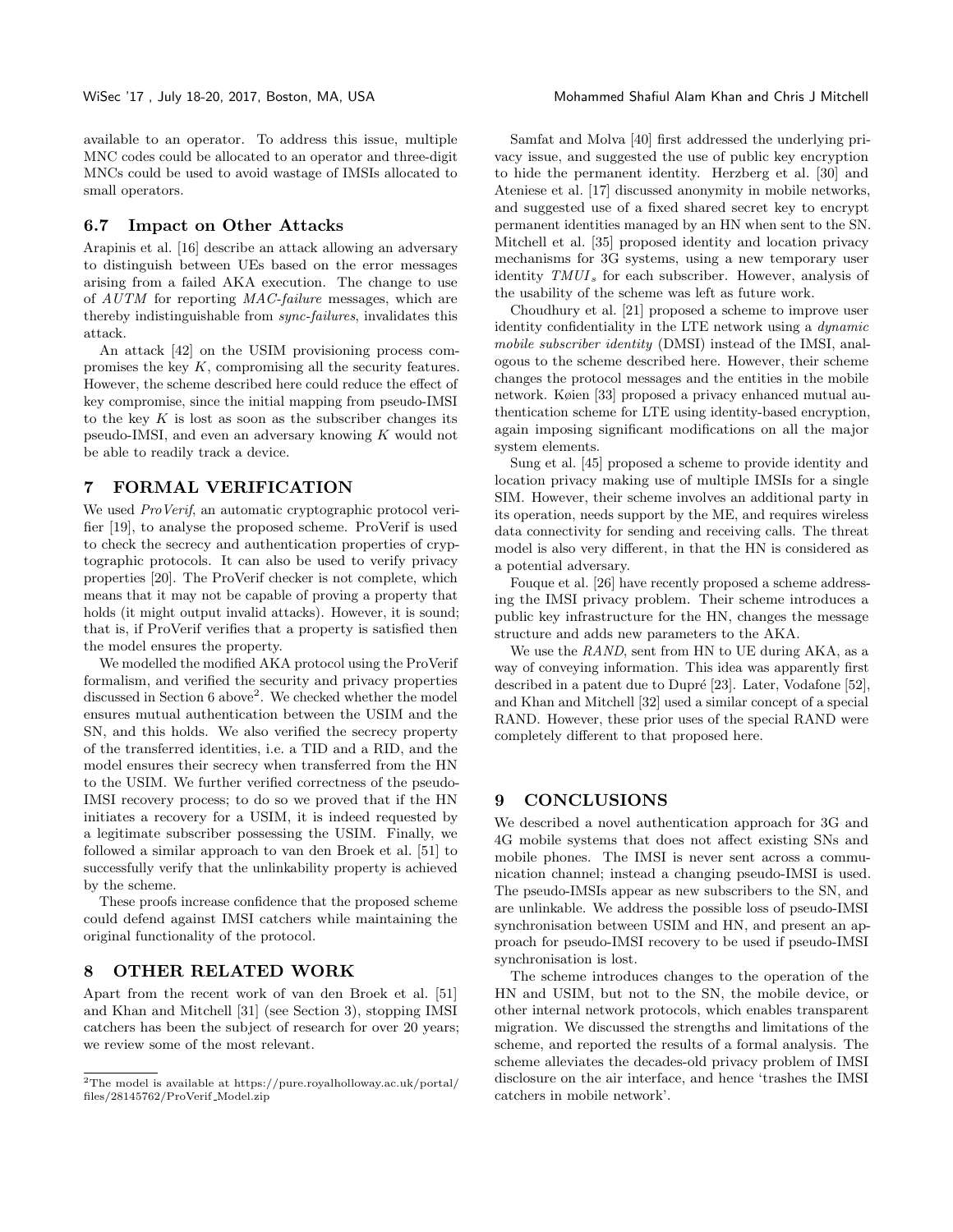available to an operator. To address this issue, multiple MNC codes could be allocated to an operator and three-digit MNCs could be used to avoid wastage of IMSIs allocated to small operators.

### 6.7 Impact on Other Attacks

Arapinis et al. [16] describe an attack allowing an adversary to distinguish between UEs based on the error messages arising from a failed AKA execution. The change to use of $AUTM$ for reporting *MAC-failure* messages, which are thereby indistinguishable from *sync-failures*, invalidates this attack.

An attack [42] on the USIM provisioning process compromises the key $K$, compromising all the security features. However, the scheme described here could reduce the effect of key compromise, since the initial mapping from pseudo-IMSI to the key $K$ is lost as soon as the subscriber changes its pseudo-IMSI, and even an adversary knowing $K$ would not be able to readily track a device.

## 7 FORMAL VERIFICATION

We used *ProVerif*, an automatic cryptographic protocol verifier [19], to analyse the proposed scheme. ProVerif is used to check the secrecy and authentication properties of cryptographic protocols. It can also be used to verify privacy properties [20]. The ProVerif checker is not complete, which means that it may not be capable of proving a property that holds (it might output invalid attacks). However, it is sound; that is, if ProVerif verifies that a property is satisfied then the model ensures the property.

We modelled the modified AKA protocol using the ProVerif formalism, and verified the security and privacy properties discussed in Section 6 above[2]. We checked whether the model ensures mutual authentication between the USIM and the SN, and this holds. We also verified the secrecy property of the transferred identities, i.e. a TID and a RID, and the model ensures their secrecy when transferred from the HN to the USIM. We further verified correctness of the pseudo-IMSI recovery process; to do so we proved that if the HN initiates a recovery for a USIM, it is indeed requested by a legitimate subscriber possessing the USIM. Finally, we followed a similar approach to van den Broek et al. [51] to successfully verify that the unlinkability property is achieved by the scheme.

These proofs increase confidence that the proposed scheme could defend against IMSI catchers while maintaining the original functionality of the protocol.

## 8 OTHER RELATED WORK

Apart from the recent work of van den Broek et al. [51] and Khan and Mitchell [31] (see Section 3), stopping IMSI catchers has been the subject of research for over 20 years; we review some of the most relevant.

Samfat and Molva [40] first addressed the underlying privacy issue, and suggested the use of public key encryption to hide the permanent identity. Herzberg et al. [30] and Ateniese et al. [17] discussed anonymity in mobile networks, and suggested use of a fixed shared secret key to encrypt permanent identities managed by an HN when sent to the SN. Mitchell et al. [35] proposed identity and location privacy mechanisms for 3G systems, using a new temporary user identity $TMUI_s$ for each subscriber. However, analysis of the usability of the scheme was left as future work.

Choudhury et al. [21] proposed a scheme to improve user identity confidentiality in the LTE network using a *dynamic mobile subscriber identity* (DMSI) instead of the IMSI, analogous to the scheme described here. However, their scheme changes the protocol messages and the entities in the mobile network. Køien [33] proposed a privacy enhanced mutual authentication scheme for LTE using identity-based encryption, again imposing significant modifications on all the major system elements.

Sung et al. [45] proposed a scheme to provide identity and location privacy making use of multiple IMSIs for a single SIM. However, their scheme involves an additional party in its operation, needs support by the ME, and requires wireless data connectivity for sending and receiving calls. The threat model is also very different, in that the HN is considered as a potential adversary.

Fouque et al. [26] have recently proposed a scheme addressing the IMSI privacy problem. Their scheme introduces a public key infrastructure for the HN, changes the message structure and adds new parameters to the AKA.

We use the $RAND$, sent from HN to UE during AKA, as a way of conveying information. This idea was apparently first described in a patent due to Dupré [23]. Later, Vodafone [52], and Khan and Mitchell [32] used a similar concept of a special RAND. However, these prior uses of the special RAND were completely different to that proposed here.

## 9 CONCLUSIONS

We described a novel authentication approach for 3G and 4G mobile systems that does not affect existing SNs and mobile phones. The IMSI is never sent across a communication channel; instead a changing pseudo-IMSI is used. The pseudo-IMSIs appear as new subscribers to the SN, and are unlinkable. We address the possible loss of pseudo-IMSI synchronisation between USIM and HN, and present an approach for pseudo-IMSI recovery to be used if pseudo-IMSI synchronisation is lost.

The scheme introduces changes to the operation of the HN and USIM, but not to the SN, the mobile device, or other internal network protocols, which enables transparent migration. We discussed the strengths and limitations of the scheme, and reported the results of a formal analysis. The scheme alleviates the decades-old privacy problem of IMSI disclosure on the air interface, and hence 'trashes the IMSI catchers in mobile network'.

---

[2] The model is available at https://pure.royalholloway.ac.uk/portal/files/28145762/ProVerif_Model.zip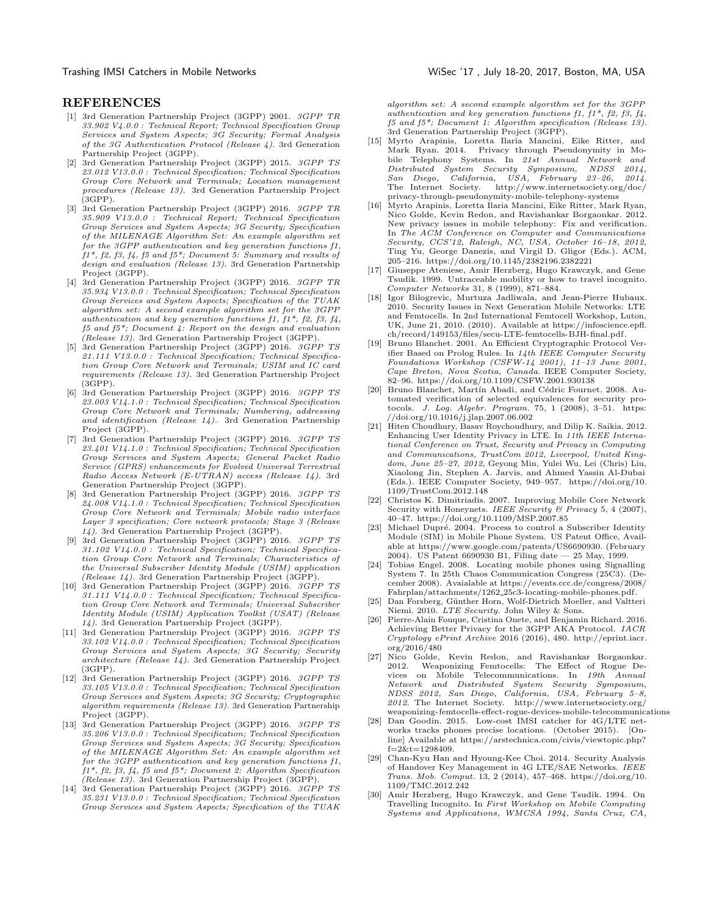## REFERENCES

[1] 3rd Generation Partnership Project (3GPP) 2001. *3GPP TR 33.902 V4.0.0 : Technical Report; Technical Specification Group Services and System Aspects; 3G Security; Formal Analysis of the 3G Authentication Protocol (Release 4).* 3rd Generation Partnership Project (3GPP).

[2] 3rd Generation Partnership Project (3GPP) 2015. *3GPP TS 23.012 V13.0.0 : Technical Specification; Technical Specification Group Core Network and Terminals; Location management procedures (Release 13).* 3rd Generation Partnership Project (3GPP).

[3] 3rd Generation Partnership Project (3GPP) 2016. *3GPP TR 35.909 V13.0.0 : Technical Report; Technical Specification Group Services and System Aspects; 3G Security; Specification of the MILENAGE Algorithm Set: An example algorithm set for the 3GPP authentication and key generation functions f1, f1\*, f2, f3, f4, f5 and f5\*; Document 5: Summary and results of design and evaluation (Release 13).* 3rd Generation Partnership Project (3GPP).

[4] 3rd Generation Partnership Project (3GPP) 2016. *3GPP TR 35.934 V13.0.0 : Technical Specification; Technical Specification Group Services and System Aspects; Specification of the TUAK algorithm set: A second example algorithm set for the 3GPP authentication and key generation functions f1, f1\*, f2, f3, f4, f5 and f5\*; Document 4: Report on the design and evaluation (Release 13).* 3rd Generation Partnership Project (3GPP).

[5] 3rd Generation Partnership Project (3GPP) 2016. *3GPP TS 21.111 V13.0.0 : Technical Specification; Technical Specification Group Core Network and Terminals; USIM and IC card requirements (Release 13).* 3rd Generation Partnership Project (3GPP).

[6] 3rd Generation Partnership Project (3GPP) 2016. *3GPP TS 23.003 V14.1.0 : Technical Specification; Technical Specification Group Core Network and Terminals; Numbering, addressing and identification (Release 14).* 3rd Generation Partnership Project (3GPP).

[7] 3rd Generation Partnership Project (3GPP) 2016. *3GPP TS 23.401 V14.1.0 : Technical Specification; Technical Specification Group Services and System Aspects; General Packet Radio Service (GPRS) enhancements for Evolved Universal Terrestrial Radio Access Network (E-UTRAN) access (Release 14).* 3rd Generation Partnership Project (3GPP).

[8] 3rd Generation Partnership Project (3GPP) 2016. *3GPP TS 24.008 V14.1.0 : Technical Specification; Technical Specification Group Core Network and Terminals; Mobile radio interface Layer 3 specification; Core network protocols; Stage 3 (Release 14).* 3rd Generation Partnership Project (3GPP).

[9] 3rd Generation Partnership Project (3GPP) 2016. *3GPP TS 31.102 V14.0.0 : Technical Specification; Technical Specification Group Core Network and Terminals; Characteristics of the Universal Subscriber Identity Module (USIM) application (Release 14).* 3rd Generation Partnership Project (3GPP).

[10] 3rd Generation Partnership Project (3GPP) 2016. *3GPP TS 31.111 V14.0.0 : Technical Specification; Technical Specification Group Core Network and Terminals; Universal Subscriber Identity Module (USIM) Application Toolkit (USAT) (Release 14).* 3rd Generation Partnership Project (3GPP).

[11] 3rd Generation Partnership Project (3GPP) 2016. *3GPP TS 33.102 V14.0.0 : Technical Specification; Technical Specification Group Services and System Aspects; 3G Security; Security architecture (Release 14).* 3rd Generation Partnership Project (3GPP).

[12] 3rd Generation Partnership Project (3GPP) 2016. *3GPP TS 33.105 V13.0.0 : Technical Specification; Technical Specification Group Services and System Aspects; 3G Security; Cryptographic algorithm requirements (Release 13).* 3rd Generation Partnership Project (3GPP).

[13] 3rd Generation Partnership Project (3GPP) 2016. *3GPP TS 35.206 V13.0.0 : Technical Specification; Technical Specification Group Services and System Aspects; 3G Security; Specification of the MILENAGE Algorithm Set: An example algorithm set for the 3GPP authentication and key generation functions f1, f1\*, f2, f3, f4, f5 and f5\*; Document 2: Algorithm Specification (Release 13).* 3rd Generation Partnership Project (3GPP).

[14] 3rd Generation Partnership Project (3GPP) 2016. *3GPP TS 35.231 V13.0.0 : Technical Specification; Technical Specification Group Services and System Aspects; Specification of the TUAK algorithm set: A second example algorithm set for the 3GPP authentication and key generation functions f1, f1\*, f2, f3, f4, f5 and f5\*; Document 1: Algorithm specification (Release 13).* 3rd Generation Partnership Project (3GPP).

[15] Myrto Arapinis, Loretta Ilaria Mancini, Eike Ritter, and Mark Ryan. 2014. Privacy through Pseudonymity in Mobile Telephony Systems. In *21st Annual Network and Distributed System Security Symposium, NDSS 2014, San Diego, California, USA, February 23–26, 2014.* The Internet Society. http://www.internetsociety.org/doc/privacy-through-pseudonymity-mobile-telephony-systems

[16] Myrto Arapinis, Loretta Ilaria Mancini, Eike Ritter, Mark Ryan, Nico Golde, Kevin Redon, and Ravishankar Borgaonkar. 2012. New privacy issues in mobile telephony: Fix and verification. In *The ACM Conference on Computer and Communications Security, CCS'12, Raleigh, NC, USA, October 16–18, 2012*, Ting Yu, George Danezis, and Virgil D. Gligor (Eds.). ACM, 205–216. https://doi.org/10.1145/2382196.2382221

[17] Giuseppe Ateniese, Amir Herzberg, Hugo Krawczyk, and Gene Tsudik. 1999. Untraceable mobility or how to travel incognito. *Computer Networks* 31, 8 (1999), 871–884.

[18] Igor Bilogrevic, Murtuza Jadliwala, and Jean-Pierre Hubaux. 2010. Security Issues in Next Generation Mobile Networks: LTE and Femtocells. In 2nd International Femtocell Workshop, Luton, UK, June 21, 2010. (2010). Available at https://infoscience.epfl.ch/record/149153/files/secu-LTE-femtocells-BJH-final.pdf.

[19] Bruno Blanchet. 2001. An Efficient Cryptographic Protocol Verifier Based on Prolog Rules. In *14th IEEE Computer Security Foundations Workshop (CSFW-14 2001), 11–13 June 2001, Cape Breton, Nova Scotia, Canada.* IEEE Computer Society, 82–96. https://doi.org/10.1109/CSFW.2001.930138

[20] Bruno Blanchet, Martín Abadi, and Cédric Fournet. 2008. Automated verification of selected equivalences for security protocols. *J. Log. Algebr. Program.* 75, 1 (2008), 3–51. https://doi.org/10.1016/j.jlap.2007.06.002

[21] Hiten Choudhury, Basav Roychoudhury, and Dilip K. Saikia. 2012. Enhancing User Identity Privacy in LTE. In *11th IEEE International Conference on Trust, Security and Privacy in Computing and Communications, TrustCom 2012, Liverpool, United Kingdom, June 25–27, 2012*, Geyong Min, Yulei Wu, Lei (Chris) Liu, Xiaolong Jin, Stephen A. Jarvis, and Ahmed Yassin Al-Dubai (Eds.). IEEE Computer Society, 949–957. https://doi.org/10.1109/TrustCom.2012.148

[22] Christos K. Dimitriadis. 2007. Improving Mobile Core Network Security with Honeynets. *IEEE Security & Privacy* 5, 4 (2007), 40–47. https://doi.org/10.1109/MSP.2007.85

[23] Michael Dupré. 2004. Process to control a Subscriber Identity Module (SIM) in Mobile Phone System. US Patent Office, Available at https://www.google.com/patents/US6690930. (February 2004). US Patent 6690930 B1, Filing date — 25 May, 1999.

[24] Tobias Engel. 2008. Locating mobile phones using Signalling System 7. In 25th Chaos Communication Congress (25C3). (December 2008). Avaialable at https://events.ccc.de/congress/2008/Fahrplan/attachments/1262_25c3-locating-mobile-phones.pdf.

[25] Dan Forsberg, Günther Horn, Wolf-Dietrich Moeller, and Valtteri Niemi. 2010. *LTE Security.* John Wiley & Sons.

[26] Pierre-Alain Fouque, Cristina Onete, and Benjamin Richard. 2016. Achieving Better Privacy for the 3GPP AKA Protocol. *IACR Cryptology ePrint Archive* 2016 (2016), 480. http://eprint.iacr.org/2016/480

[27] Nico Golde, Kevin Redon, and Ravishankar Borgaonkar. 2012. Weaponizing Femtocells: The Effect of Rogue Devices on Mobile Telecommunications. In *19th Annual Network and Distributed System Security Symposium, NDSS 2012, San Diego, California, USA, February 5–8, 2012.* The Internet Society. http://www.internetsociety.org/weaponizing-femtocells-effect-rogue-devices-mobile-telecommunications

[28] Dan Goodin. 2015. Low-cost IMSI catcher for 4G/LTE networks tracks phones precise locations. (October 2015). [Online] Available at https://arstechnica.com/civis/viewtopic.php?f=2&t=1298409.

[29] Chan-Kyu Han and Hyoung-Kee Choi. 2014. Security Analysis of Handover Key Management in 4G LTE/SAE Networks. *IEEE Trans. Mob. Comput.* 13, 2 (2014), 457–468. https://doi.org/10.1109/TMC.2012.242

[30] Amir Herzberg, Hugo Krawczyk, and Gene Tsudik. 1994. On Travelling Incognito. In *First Workshop on Mobile Computing Systems and Applications, WMCSA 1994, Santa Cruz, CA,*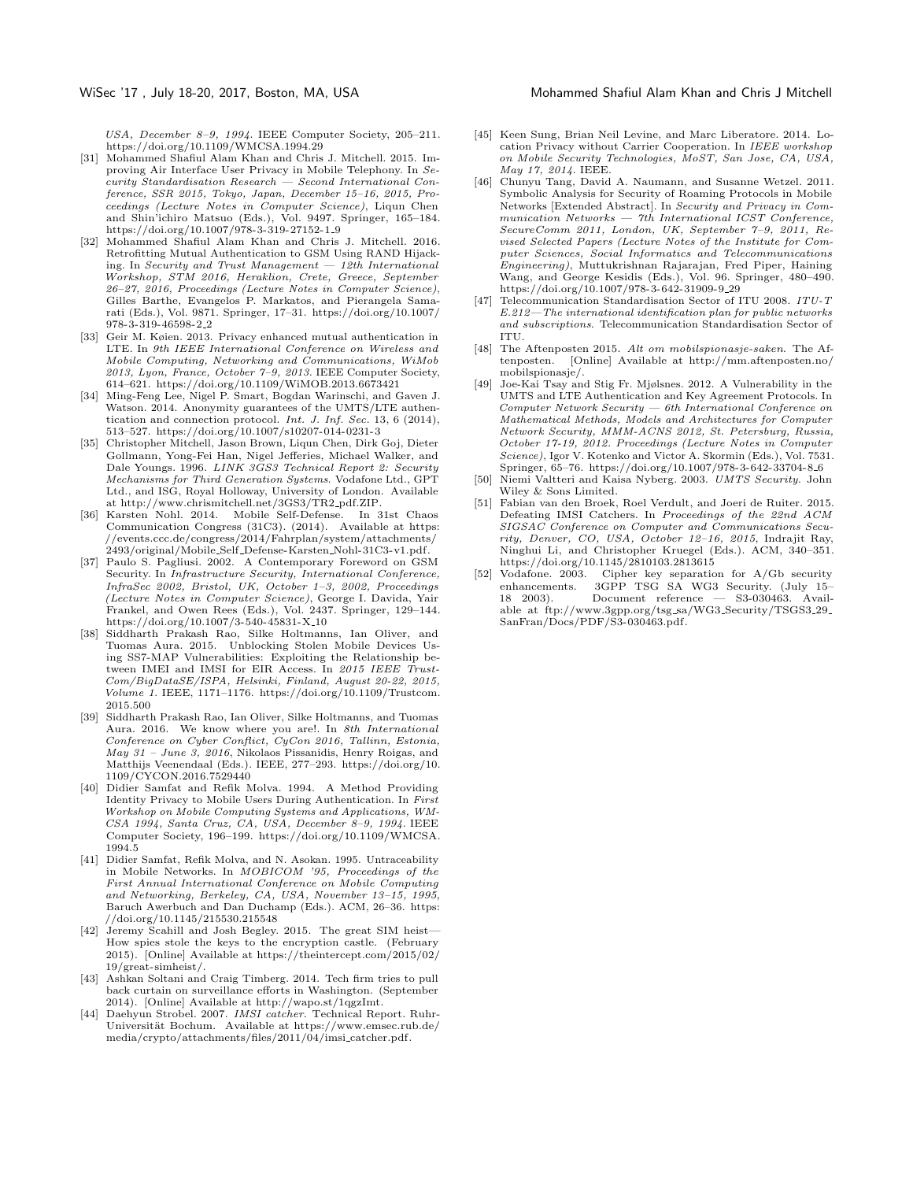USA, December 8–9, 1994*. IEEE Computer Society, 205–211. https://doi.org/10.1109/WMCSA.1994.29

[31] Mohammed Shafiul Alam Khan and Chris J. Mitchell. 2015. Improving Air Interface User Privacy in Mobile Telephony. In *Security Standardisation Research — Second International Conference, SSR 2015, Tokyo, Japan, December 15–16, 2015, Proceedings (Lecture Notes in Computer Science)*, Liqun Chen and Shin'ichiro Matsuo (Eds.), Vol. 9497. Springer, 165–184. https://doi.org/10.1007/978-3-319-27152-1_9

[32] Mohammed Shafiul Alam Khan and Chris J. Mitchell. 2016. Retrofitting Mutual Authentication to GSM Using RAND Hijacking. In *Security and Trust Management — 12th International Workshop, STM 2016, Heraklion, Crete, Greece, September 26–27, 2016, Proceedings (Lecture Notes in Computer Science)*, Gilles Barthe, Evangelos P. Markatos, and Pierangela Samarati (Eds.), Vol. 9871. Springer, 17–31. https://doi.org/10.1007/978-3-319-46598-2_2

[33] Geir M. Køien. 2013. Privacy enhanced mutual authentication in LTE. In *9th IEEE International Conference on Wireless and Mobile Computing, Networking and Communications, WiMob 2013, Lyon, France, October 7–9, 2013*. IEEE Computer Society, 614–621. https://doi.org/10.1109/WiMOB.2013.6673421

[34] Ming-Feng Lee, Nigel P. Smart, Bogdan Warinschi, and Gaven J. Watson. 2014. Anonymity guarantees of the UMTS/LTE authentication and connection protocol. *Int. J. Inf. Sec.* 13, 6 (2014), 513–527. https://doi.org/10.1007/s10207-014-0231-3

[35] Christopher Mitchell, Jason Brown, Liqun Chen, Dirk Goj, Dieter Gollmann, Yong-Fei Han, Nigel Jefferies, Michael Walker, and Dale Youngs. 1996. *LINK 3GS3 Technical Report 2: Security Mechanisms for Third Generation Systems*. Vodafone Ltd., GPT Ltd., and ISG, Royal Holloway, University of London. Available at http://www.chrismitchell.net/3GS3/TR2_pdf.ZIP.

[36] Karsten Nohl. 2014. Mobile Self-Defense. In 31st Chaos Communication Congress (31C3). (2014). Available at https://events.ccc.de/congress/2014/Fahrplan/system/attachments/2493/original/Mobile_Self_Defense-Karsten_Nohl-31C3-v1.pdf.

[37] Paulo S. Pagliusi. 2002. A Contemporary Foreword on GSM Security. In *Infrastructure Security, International Conference, InfraSec 2002, Bristol, UK, October 1–3, 2002, Proceedings (Lecture Notes in Computer Science)*, George I. Davida, Yair Frankel, and Owen Rees (Eds.), Vol. 2437. Springer, 129–144. https://doi.org/10.1007/3-540-45831-X_10

[38] Siddharth Prakash Rao, Silke Holtmanns, Ian Oliver, and Tuomas Aura. 2015. Unblocking Stolen Mobile Devices Using SS7-MAP Vulnerabilities: Exploiting the Relationship between IMEI and IMSI for EIR Access. In *2015 IEEE TrustCom/BigDataSE/ISPA, Helsinki, Finland, August 20-22, 2015, Volume 1*. IEEE, 1171–1176. https://doi.org/10.1109/Trustcom.2015.500

[39] Siddharth Prakash Rao, Ian Oliver, Silke Holtmanns, and Tuomas Aura. 2016. We know where you are!. In *8th International Conference on Cyber Conflict, CyCon 2016, Tallinn, Estonia, May 31 – June 3, 2016*, Nikolaos Pissanidis, Henry Roigas, and Matthijs Veenendaal (Eds.). IEEE, 277–293. https://doi.org/10.1109/CYCON.2016.7529440

[40] Didier Samfat and Refik Molva. 1994. A Method Providing Identity Privacy to Mobile Users During Authentication. In *First Workshop on Mobile Computing Systems and Applications, WMCSA 1994, Santa Cruz, CA, USA, December 8–9, 1994*. IEEE Computer Society, 196–199. https://doi.org/10.1109/WMCSA.1994.5

[41] Didier Samfat, Refik Molva, and N. Asokan. 1995. Untraceability in Mobile Networks. In *MOBICOM '95, Proceedings of the First Annual International Conference on Mobile Computing and Networking, Berkeley, CA, USA, November 13–15, 1995*, Baruch Awerbuch and Dan Duchamp (Eds.). ACM, 26–36. https://doi.org/10.1145/215530.215548

[42] Jeremy Scahill and Josh Begley. 2015. The great SIM heist— How spies stole the keys to the encryption castle. (February 2015). [Online] Available at https://theintercept.com/2015/02/19/great-simheist/.

[43] Ashkan Soltani and Craig Timberg. 2014. Tech firm tries to pull back curtain on surveillance efforts in Washington. (September 2014). [Online] Available at http://wapo.st/1qgzImt.

[44] Daehyun Strobel. 2007. *IMSI catcher*. Technical Report. Ruhr-Universität Bochum. Available at https://www.emsec.rub.de/media/crypto/attachments/files/2011/04/imsi_catcher.pdf.

[45] Keen Sung, Brian Neil Levine, and Marc Liberatore. 2014. Location Privacy without Carrier Cooperation. In *IEEE workshop on Mobile Security Technologies, MoST, San Jose, CA, USA, May 17, 2014*. IEEE.

[46] Chunyu Tang, David A. Naumann, and Susanne Wetzel. 2011. Symbolic Analysis for Security of Roaming Protocols in Mobile Networks [Extended Abstract]. In *Security and Privacy in Communication Networks — 7th International ICST Conference, SecureComm 2011, London, UK, September 7–9, 2011, Revised Selected Papers (Lecture Notes of the Institute for Computer Sciences, Social Informatics and Telecommunications Engineering)*, Muttukrishnan Rajarajan, Fred Piper, Haining Wang, and George Kesidis (Eds.), Vol. 96. Springer, 480–490. https://doi.org/10.1007/978-3-642-31909-9_29

[47] Telecommunication Standardisation Sector of ITU 2008. *ITU-T E.212—The international identification plan for public networks and subscriptions*. Telecommunication Standardisation Sector of ITU.

[48] The Aftenposten 2015. *Alt om mobilspionasje-saken*. The Aftenposten. [Online] Available at http://mm.aftenposten.no/mobilspionasje/.

[49] Joe-Kai Tsay and Stig Fr. Mjølsnes. 2012. A Vulnerability in the UMTS and LTE Authentication and Key Agreement Protocols. In *Computer Network Security — 6th International Conference on Mathematical Methods, Models and Architectures for Computer Network Security, MMM-ACNS 2012, St. Petersburg, Russia, October 17-19, 2012. Proceedings (Lecture Notes in Computer Science)*, Igor V. Kotenko and Victor A. Skormin (Eds.), Vol. 7531. Springer, 65–76. https://doi.org/10.1007/978-3-642-33704-8_6

[50] Niemi Valtteri and Kaisa Nyberg. 2003. *UMTS Security*. John Wiley & Sons Limited.

[51] Fabian van den Broek, Roel Verdult, and Joeri de Ruiter. 2015. Defeating IMSI Catchers. In *Proceedings of the 22nd ACM SIGSAC Conference on Computer and Communications Security, Denver, CO, USA, October 12–16, 2015*, Indrajit Ray, Ninghui Li, and Christopher Kruegel (Eds.). ACM, 340–351. https://doi.org/10.1145/2810103.2813615

[52] Vodafone. 2003. Cipher key separation for A/Gb security enhancements. 3GPP TSG SA WG3 Security. (July 15–18 2003). Document reference — S3-030463. Available at ftp://www.3gpp.org/tsg_sa/WG3_Security/TSGS3_29_SanFran/Docs/PDF/S3-030463.pdf.